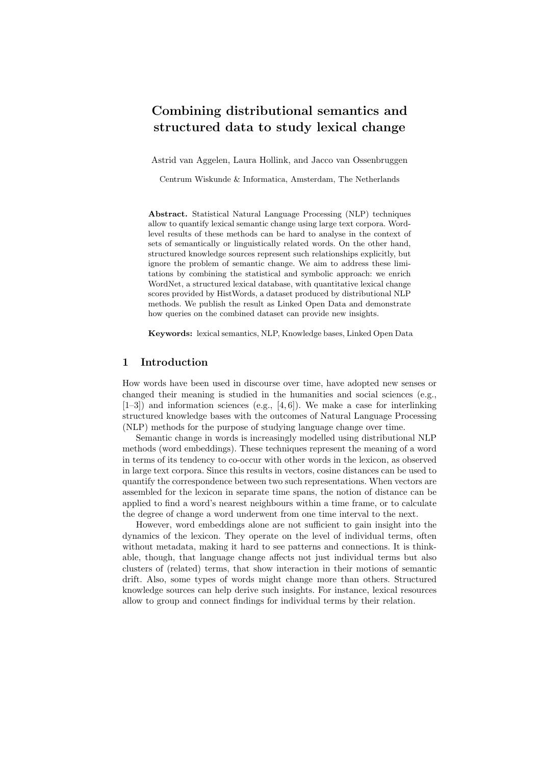# Combining distributional semantics and structured data to study lexical change

Astrid van Aggelen, Laura Hollink, and Jacco van Ossenbruggen

Centrum Wiskunde & Informatica, Amsterdam, The Netherlands

**Abstract.** Statistical Natural Language Processing (NLP) techniques allow to quantify lexical semantic change using large text corpora. Word-level results of these methods can be hard to analyse in the context of sets of semantically or linguistically related words. On the other hand, structured knowledge sources represent such relationships explicitly, but ignore the problem of semantic change. We aim to address these limitations by combining the statistical and symbolic approach: we enrich WordNet, a structured lexical database, with quantitative lexical change scores provided by HistWords, a dataset produced by distributional NLP methods. We publish the result as Linked Open Data and demonstrate how queries on the combined dataset can provide new insights.

**Keywords:** lexical semantics, NLP, Knowledge bases, Linked Open Data

## 1 Introduction

How words have been used in discourse over time, have adopted new senses or changed their meaning is studied in the humanities and social sciences (e.g., [1–3]) and information sciences (e.g., [4, 6]). We make a case for interlinking structured knowledge bases with the outcomes of Natural Language Processing (NLP) methods for the purpose of studying language change over time.

Semantic change in words is increasingly modelled using distributional NLP methods (word embeddings). These techniques represent the meaning of a word in terms of its tendency to co-occur with other words in the lexicon, as observed in large text corpora. Since this results in vectors, cosine distances can be used to quantify the correspondence between two such representations. When vectors are assembled for the lexicon in separate time spans, the notion of distance can be applied to find a word's nearest neighbours within a time frame, or to calculate the degree of change a word underwent from one time interval to the next.

However, word embeddings alone are not sufficient to gain insight into the dynamics of the lexicon. They operate on the level of individual terms, often without metadata, making it hard to see patterns and connections. It is thinkable, though, that language change affects not just individual terms but also clusters of (related) terms, that show interaction in their motions of semantic drift. Also, some types of words might change more than others. Structured knowledge sources can help derive such insights. For instance, lexical resources allow to group and connect findings for individual terms by their relation.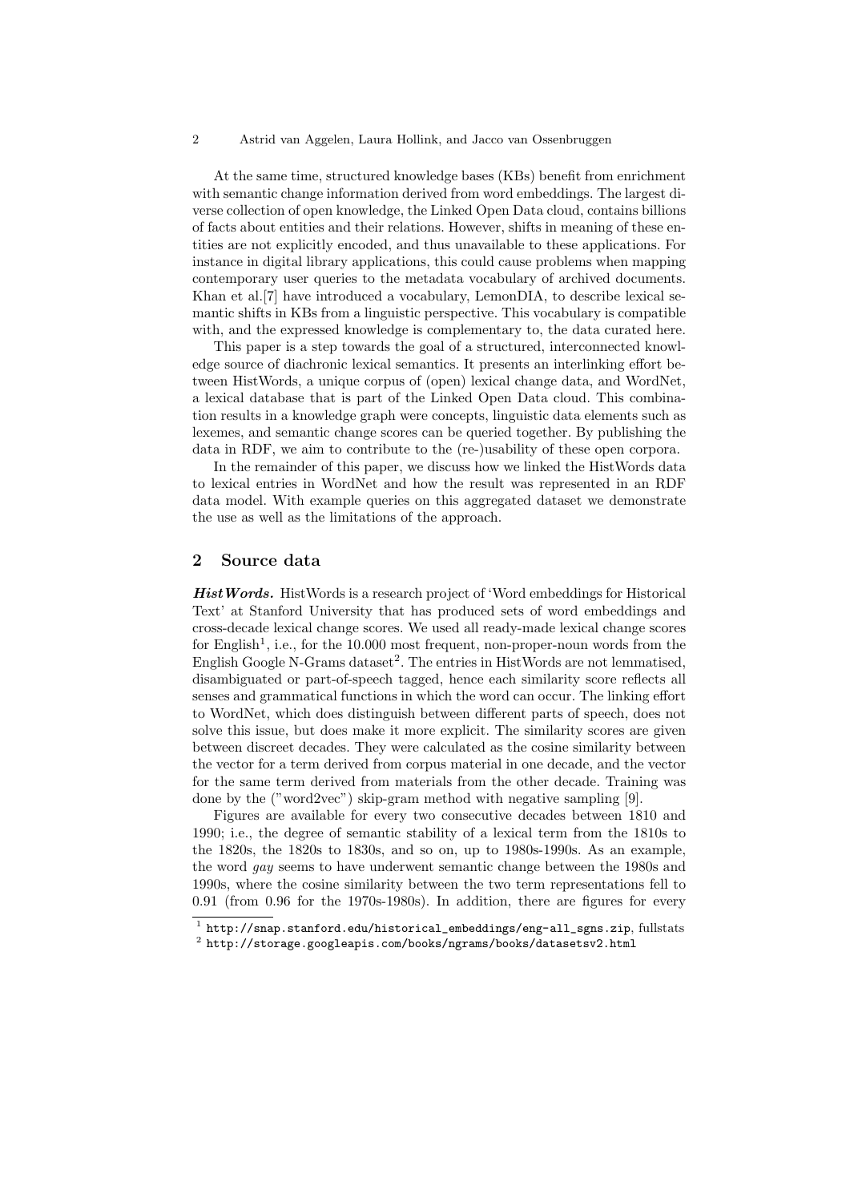At the same time, structured knowledge bases (KBs) benefit from enrichment with semantic change information derived from word embeddings. The largest diverse collection of open knowledge, the Linked Open Data cloud, contains billions of facts about entities and their relations. However, shifts in meaning of these entities are not explicitly encoded, and thus unavailable to these applications. For instance in digital library applications, this could cause problems when mapping contemporary user queries to the metadata vocabulary of archived documents. Khan et al.[7] have introduced a vocabulary, LemonDIA, to describe lexical semantic shifts in KBs from a linguistic perspective. This vocabulary is compatible with, and the expressed knowledge is complementary to, the data curated here.

This paper is a step towards the goal of a structured, interconnected knowledge source of diachronic lexical semantics. It presents an interlinking effort between HistWords, a unique corpus of (open) lexical change data, and WordNet, a lexical database that is part of the Linked Open Data cloud. This combination results in a knowledge graph were concepts, linguistic data elements such as lexemes, and semantic change scores can be queried together. By publishing the data in RDF, we aim to contribute to the (re-)usability of these open corpora.

In the remainder of this paper, we discuss how we linked the HistWords data to lexical entries in WordNet and how the result was represented in an RDF data model. With example queries on this aggregated dataset we demonstrate the use as well as the limitations of the approach.

## 2 Source data

***HistWords.*** HistWords is a research project of 'Word embeddings for Historical Text' at Stanford University that has produced sets of word embeddings and cross-decade lexical change scores. We used all ready-made lexical change scores for English[1], i.e., for the 10.000 most frequent, non-proper-noun words from the English Google N-Grams dataset[2]. The entries in HistWords are not lemmatised, disambiguated or part-of-speech tagged, hence each similarity score reflects all senses and grammatical functions in which the word can occur. The linking effort to WordNet, which does distinguish between different parts of speech, does not solve this issue, but does make it more explicit. The similarity scores are given between discreet decades. They were calculated as the cosine similarity between the vector for a term derived from corpus material in one decade, and the vector for the same term derived from materials from the other decade. Training was done by the ("word2vec") skip-gram method with negative sampling [9].

Figures are available for every two consecutive decades between 1810 and 1990; i.e., the degree of semantic stability of a lexical term from the 1810s to the 1820s, the 1820s to 1830s, and so on, up to 1980s-1990s. As an example, the word *gay* seems to have underwent semantic change between the 1980s and 1990s, where the cosine similarity between the two term representations fell to 0.91 (from 0.96 for the 1970s-1980s). In addition, there are figures for every

[1] `http://snap.stanford.edu/historical_embeddings/eng-all_sgns.zip`, fullstats

[2] `http://storage.googleapis.com/books/ngrams/books/datasetsv2.html`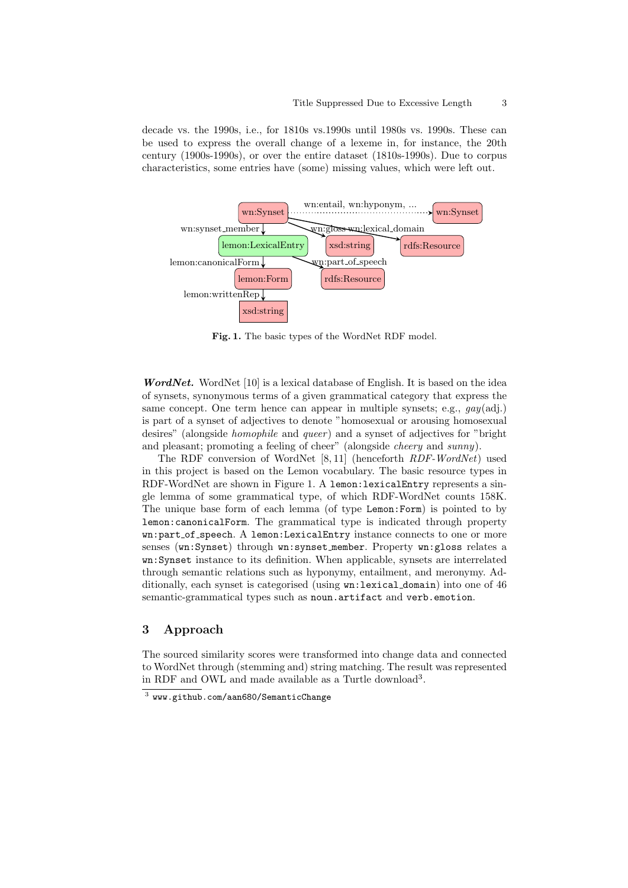decade vs. the 1990s, i.e., for 1810s vs.1990s until 1980s vs. 1990s. These can be used to express the overall change of a lexeme in, for instance, the 20th century (1900s-1990s), or over the entire dataset (1810s-1990s). Due to corpus characteristics, some entries have (some) missing values, which were left out.

**Fig. 1.** The basic types of the WordNet RDF model.

***WordNet.*** WordNet [10] is a lexical database of English. It is based on the idea of synsets, synonymous terms of a given grammatical category that express the same concept. One term hence can appear in multiple synsets; e.g., *gay*(adj.) is part of a synset of adjectives to denote "homosexual or arousing homosexual desires" (alongside *homophile* and *queer*) and a synset of adjectives for "bright and pleasant; promoting a feeling of cheer" (alongside *cheery* and *sunny*).

The RDF conversion of WordNet [8, 11] (henceforth *RDF-WordNet*) used in this project is based on the Lemon vocabulary. The basic resource types in RDF-WordNet are shown in Figure 1. A `lemon:lexicalEntry` represents a single lemma of some grammatical type, of which RDF-WordNet counts 158K. The unique base form of each lemma (of type `Lemon:Form`) is pointed to by `lemon:canonicalForm`. The grammatical type is indicated through property `wn:part_of_speech`. A `lemon:LexicalEntry` instance connects to one or more senses (`wn:Synset`) through `wn:synset_member`. Property `wn:gloss` relates a `wn:Synset` instance to its definition. When applicable, synsets are interrelated through semantic relations such as hyponymy, entailment, and meronymy. Additionally, each synset is categorised (using `wn:lexical_domain`) into one of 46 semantic-grammatical types such as `noun.artifact` and `verb.emotion`.

## 3 Approach

The sourced similarity scores were transformed into change data and connected to WordNet through (stemming and) string matching. The result was represented in RDF and OWL and made available as a Turtle download[3].

[3] www.github.com/aan680/SemanticChange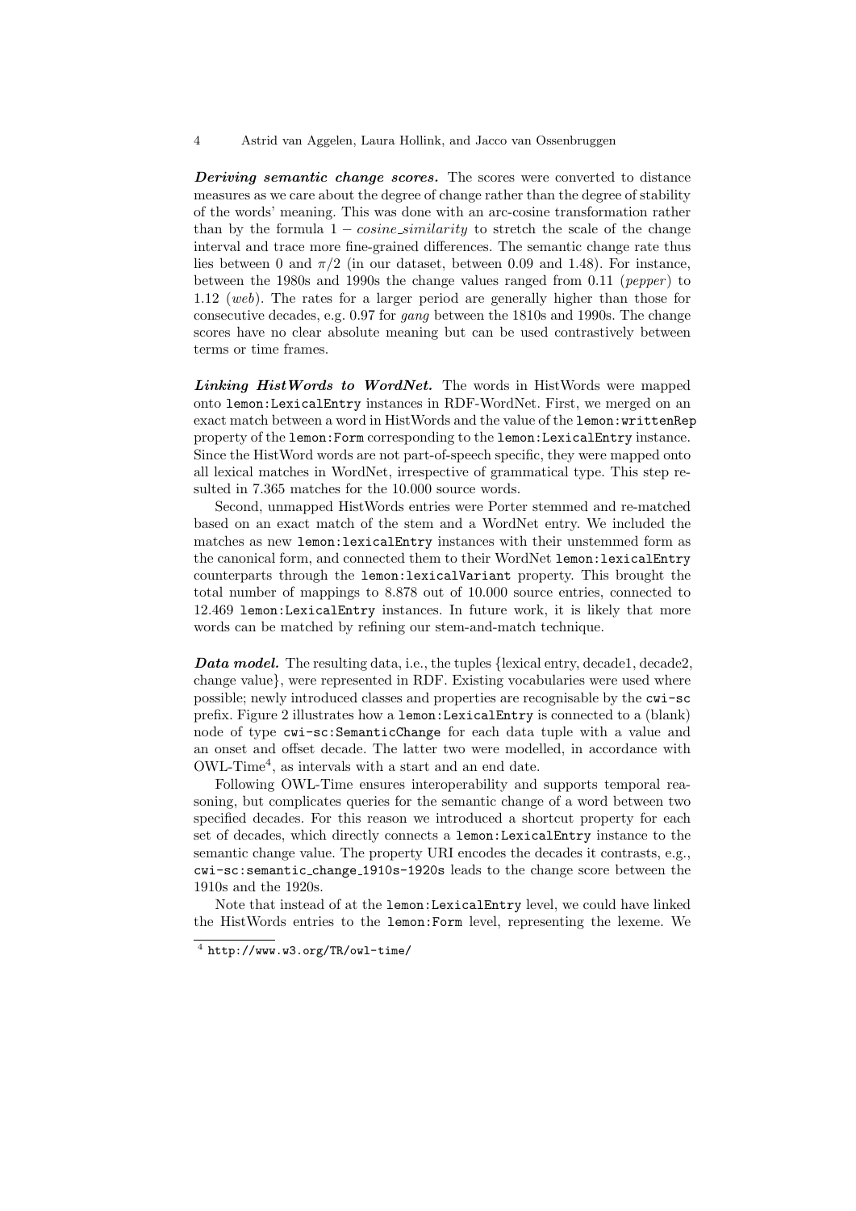***Deriving semantic change scores.*** The scores were converted to distance measures as we care about the degree of change rather than the degree of stability of the words' meaning. This was done with an arc-cosine transformation rather than by the formula $1 - cosine\_similarity$ to stretch the scale of the change interval and trace more fine-grained differences. The semantic change rate thus lies between 0 and $\pi/2$ (in our dataset, between 0.09 and 1.48). For instance, between the 1980s and 1990s the change values ranged from 0.11 (*pepper*) to 1.12 (*web*). The rates for a larger period are generally higher than those for consecutive decades, e.g. 0.97 for *gang* between the 1810s and 1990s. The change scores have no clear absolute meaning but can be used contrastively between terms or time frames.

***Linking HistWords to WordNet.*** The words in HistWords were mapped onto `lemon:LexicalEntry` instances in RDF-WordNet. First, we merged on an exact match between a word in HistWords and the value of the `lemon:writtenRep` property of the `lemon:Form` corresponding to the `lemon:LexicalEntry` instance. Since the HistWord words are not part-of-speech specific, they were mapped onto all lexical matches in WordNet, irrespective of grammatical type. This step resulted in 7.365 matches for the 10.000 source words.

Second, unmapped HistWords entries were Porter stemmed and re-matched based on an exact match of the stem and a WordNet entry. We included the matches as new `lemon:lexicalEntry` instances with their unstemmed form as the canonical form, and connected them to their WordNet `lemon:lexicalEntry` counterparts through the `lemon:lexicalVariant` property. This brought the total number of mappings to 8.878 out of 10.000 source entries, connected to 12.469 `lemon:LexicalEntry` instances. In future work, it is likely that more words can be matched by refining our stem-and-match technique.

***Data model.*** The resulting data, i.e., the tuples {lexical entry, decade1, decade2, change value}, were represented in RDF. Existing vocabularies were used where possible; newly introduced classes and properties are recognisable by the `cwi-sc` prefix. Figure 2 illustrates how a `lemon:LexicalEntry` is connected to a (blank) node of type `cwi-sc:SemanticChange` for each data tuple with a value and an onset and offset decade. The latter two were modelled, in accordance with OWL-Time[4], as intervals with a start and an end date.

Following OWL-Time ensures interoperability and supports temporal reasoning, but complicates queries for the semantic change of a word between two specified decades. For this reason we introduced a shortcut property for each set of decades, which directly connects a `lemon:LexicalEntry` instance to the semantic change value. The property URI encodes the decades it contrasts, e.g., `cwi-sc:semantic_change_1910s-1920s` leads to the change score between the 1910s and the 1920s.

Note that instead of at the `lemon:LexicalEntry` level, we could have linked the HistWords entries to the `lemon:Form` level, representing the lexeme. We

[4] http://www.w3.org/TR/owl-time/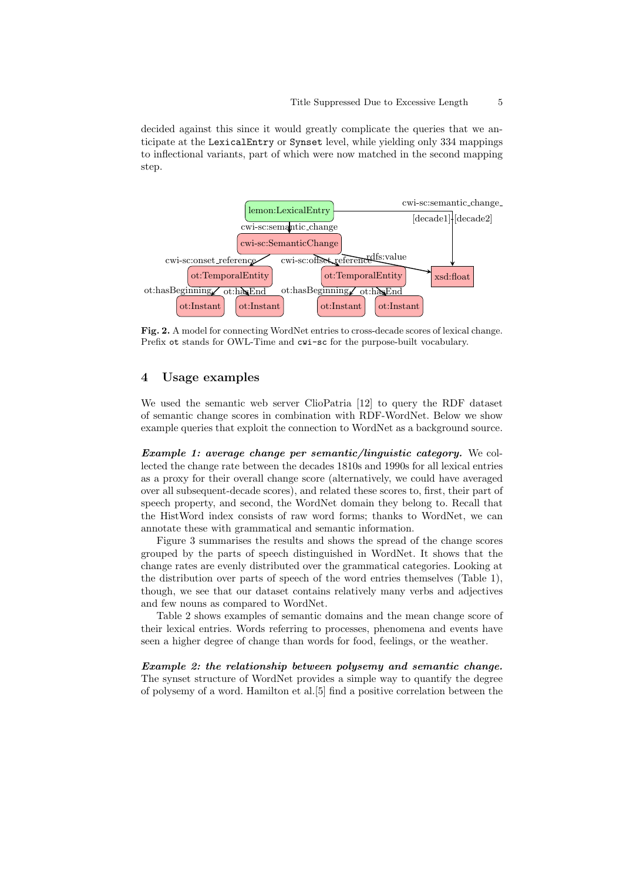decided against this since it would greatly complicate the queries that we anticipate at the `LexicalEntry` or `Synset` level, while yielding only 334 mappings to inflectional variants, part of which were now matched in the second mapping step.

**Fig. 2.** A model for connecting WordNet entries to cross-decade scores of lexical change. Prefix `ot` stands for OWL-Time and `cwi-sc` for the purpose-built vocabulary.

## 4 Usage examples

We used the semantic web server ClioPatria [12] to query the RDF dataset of semantic change scores in combination with RDF-WordNet. Below we show example queries that exploit the connection to WordNet as a background source.

***Example 1: average change per semantic/linguistic category.*** We collected the change rate between the decades 1810s and 1990s for all lexical entries as a proxy for their overall change score (alternatively, we could have averaged over all subsequent-decade scores), and related these scores to, first, their part of speech property, and second, the WordNet domain they belong to. Recall that the HistWord index consists of raw word forms; thanks to WordNet, we can annotate these with grammatical and semantic information.

Figure 3 summarises the results and shows the spread of the change scores grouped by the parts of speech distinguished in WordNet. It shows that the change rates are evenly distributed over the grammatical categories. Looking at the distribution over parts of speech of the word entries themselves (Table 1), though, we see that our dataset contains relatively many verbs and adjectives and few nouns as compared to WordNet.

Table 2 shows examples of semantic domains and the mean change score of their lexical entries. Words referring to processes, phenomena and events have seen a higher degree of change than words for food, feelings, or the weather.

***Example 2: the relationship between polysemy and semantic change.*** The synset structure of WordNet provides a simple way to quantify the degree of polysemy of a word. Hamilton et al.[5] find a positive correlation between the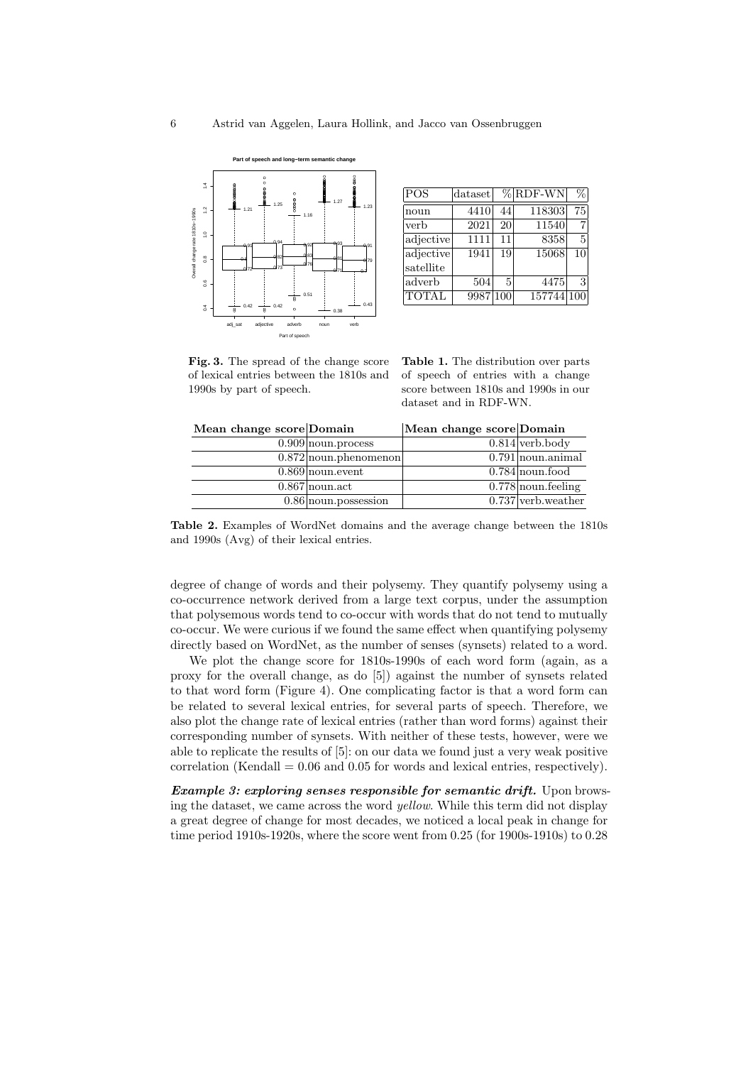**Fig. 3.** The spread of the change score of lexical entries between the 1810s and 1990s by part of speech.

| POS | dataset | % | RDF-WN | % |
|---|---|---|---|---|
| noun | 4410 | 44 | 118303 | 75 |
| verb | 2021 | 20 | 11540 | 7 |
| adjective | 1111 | 11 | 8358 | 5 |
| adjective satellite | 1941 | 19 | 15068 | 10 |
| adverb | 504 | 5 | 4475 | 3 |
| TOTAL | 9987 | 100 | 157744 | 100 |

**Table 1.** The distribution over parts of speech of entries with a change score between 1810s and 1990s in our dataset and in RDF-WN.

| Mean change score | Domain | Mean change score | Domain |
|---|---|---|---|
| 0.909 | noun.process | 0.814 | verb.body |
| 0.872 | noun.phenomenon | 0.791 | noun.animal |
| 0.869 | noun.event | 0.784 | noun.food |
| 0.867 | noun.act | 0.778 | noun.feeling |
| 0.86 | noun.possession | 0.737 | verb.weather |

**Table 2.** Examples of WordNet domains and the average change between the 1810s and 1990s (Avg) of their lexical entries.

degree of change of words and their polysemy. They quantify polysemy using a co-occurrence network derived from a large text corpus, under the assumption that polysemous words tend to co-occur with words that do not tend to mutually co-occur. We were curious if we found the same effect when quantifying polysemy directly based on WordNet, as the number of senses (synsets) related to a word.

We plot the change score for 1810s-1990s of each word form (again, as a proxy for the overall change, as do [5]) against the number of synsets related to that word form (Figure 4). One complicating factor is that a word form can be related to several lexical entries, for several parts of speech. Therefore, we also plot the change rate of lexical entries (rather than word forms) against their corresponding number of synsets. With neither of these tests, however, were we able to replicate the results of [5]: on our data we found just a very weak positive correlation (Kendall = 0.06 and 0.05 for words and lexical entries, respectively).

***Example 3: exploring senses responsible for semantic drift.*** Upon browsing the dataset, we came across the word *yellow*. While this term did not display a great degree of change for most decades, we noticed a local peak in change for time period 1910s-1920s, where the score went from 0.25 (for 1900s-1910s) to 0.28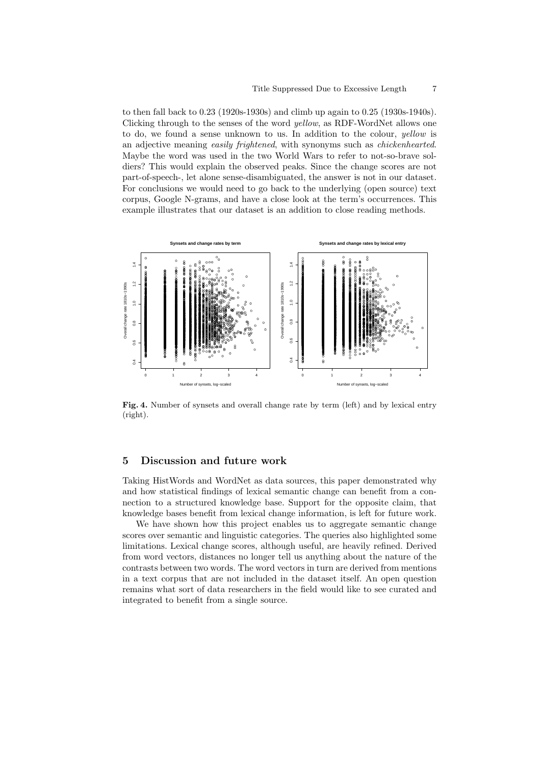to then fall back to 0.23 (1920s-1930s) and climb up again to 0.25 (1930s-1940s). Clicking through to the senses of the word *yellow*, as RDF-WordNet allows one to do, we found a sense unknown to us. In addition to the colour, *yellow* is an adjective meaning *easily frightened*, with synonyms such as *chickenhearted*. Maybe the word was used in the two World Wars to refer to not-so-brave soldiers? This would explain the observed peaks. Since the change scores are not part-of-speech-, let alone sense-disambiguated, the answer is not in our dataset. For conclusions we would need to go back to the underlying (open source) text corpus, Google N-grams, and have a close look at the term's occurrences. This example illustrates that our dataset is an addition to close reading methods.

**Fig. 4.** Number of synsets and overall change rate by term (left) and by lexical entry (right).

## 5 Discussion and future work

Taking HistWords and WordNet as data sources, this paper demonstrated why and how statistical findings of lexical semantic change can benefit from a connection to a structured knowledge base. Support for the opposite claim, that knowledge bases benefit from lexical change information, is left for future work.

We have shown how this project enables us to aggregate semantic change scores over semantic and linguistic categories. The queries also highlighted some limitations. Lexical change scores, although useful, are heavily refined. Derived from word vectors, distances no longer tell us anything about the nature of the contrasts between two words. The word vectors in turn are derived from mentions in a text corpus that are not included in the dataset itself. An open question remains what sort of data researchers in the field would like to see curated and integrated to benefit from a single source.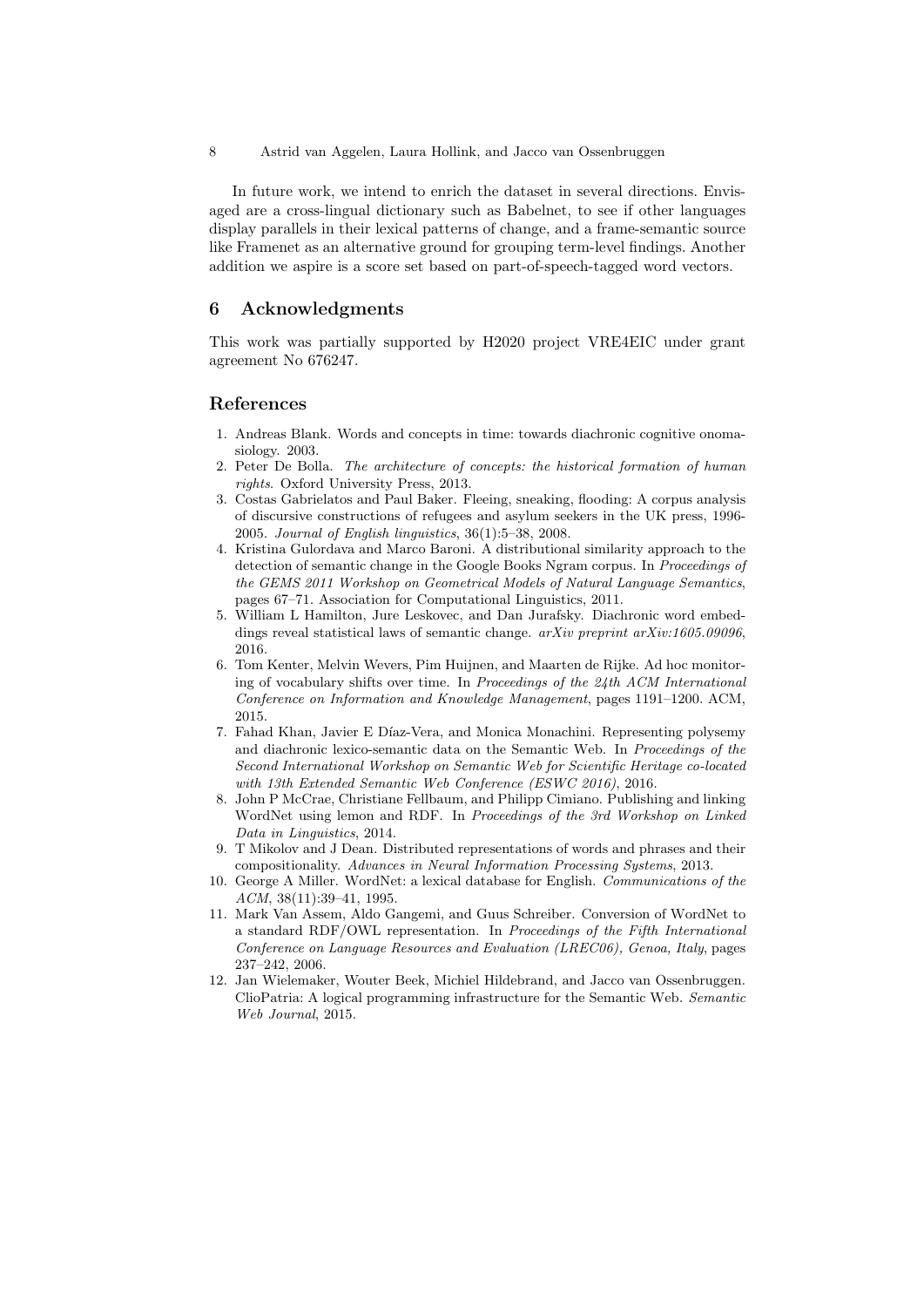In future work, we intend to enrich the dataset in several directions. Envisaged are a cross-lingual dictionary such as Babelnet, to see if other languages display parallels in their lexical patterns of change, and a frame-semantic source like Framenet as an alternative ground for grouping term-level findings. Another addition we aspire is a score set based on part-of-speech-tagged word vectors.

## 6 Acknowledgments

This work was partially supported by H2020 project VRE4EIC under grant agreement No 676247.

## References

1. Andreas Blank. Words and concepts in time: towards diachronic cognitive onomasiology. 2003.
2. Peter De Bolla. *The architecture of concepts: the historical formation of human rights*. Oxford University Press, 2013.
3. Costas Gabrielatos and Paul Baker. Fleeing, sneaking, flooding: A corpus analysis of discursive constructions of refugees and asylum seekers in the UK press, 1996-2005. *Journal of English linguistics*, 36(1):5–38, 2008.
4. Kristina Gulordava and Marco Baroni. A distributional similarity approach to the detection of semantic change in the Google Books Ngram corpus. In *Proceedings of the GEMS 2011 Workshop on Geometrical Models of Natural Language Semantics*, pages 67–71. Association for Computational Linguistics, 2011.
5. William L Hamilton, Jure Leskovec, and Dan Jurafsky. Diachronic word embeddings reveal statistical laws of semantic change. *arXiv preprint arXiv:1605.09096*, 2016.
6. Tom Kenter, Melvin Wevers, Pim Huijnen, and Maarten de Rijke. Ad hoc monitoring of vocabulary shifts over time. In *Proceedings of the 24th ACM International Conference on Information and Knowledge Management*, pages 1191–1200. ACM, 2015.
7. Fahad Khan, Javier E Díaz-Vera, and Monica Monachini. Representing polysemy and diachronic lexico-semantic data on the Semantic Web. In *Proceedings of the Second International Workshop on Semantic Web for Scientific Heritage co-located with 13th Extended Semantic Web Conference (ESWC 2016)*, 2016.
8. John P McCrae, Christiane Fellbaum, and Philipp Cimiano. Publishing and linking WordNet using lemon and RDF. In *Proceedings of the 3rd Workshop on Linked Data in Linguistics*, 2014.
9. T Mikolov and J Dean. Distributed representations of words and phrases and their compositionality. *Advances in Neural Information Processing Systems*, 2013.
10. George A Miller. WordNet: a lexical database for English. *Communications of the ACM*, 38(11):39–41, 1995.
11. Mark Van Assem, Aldo Gangemi, and Guus Schreiber. Conversion of WordNet to a standard RDF/OWL representation. In *Proceedings of the Fifth International Conference on Language Resources and Evaluation (LREC06), Genoa, Italy*, pages 237–242, 2006.
12. Jan Wielemaker, Wouter Beek, Michiel Hildebrand, and Jacco van Ossenbruggen. ClioPatria: A logical programming infrastructure for the Semantic Web. *Semantic Web Journal*, 2015.